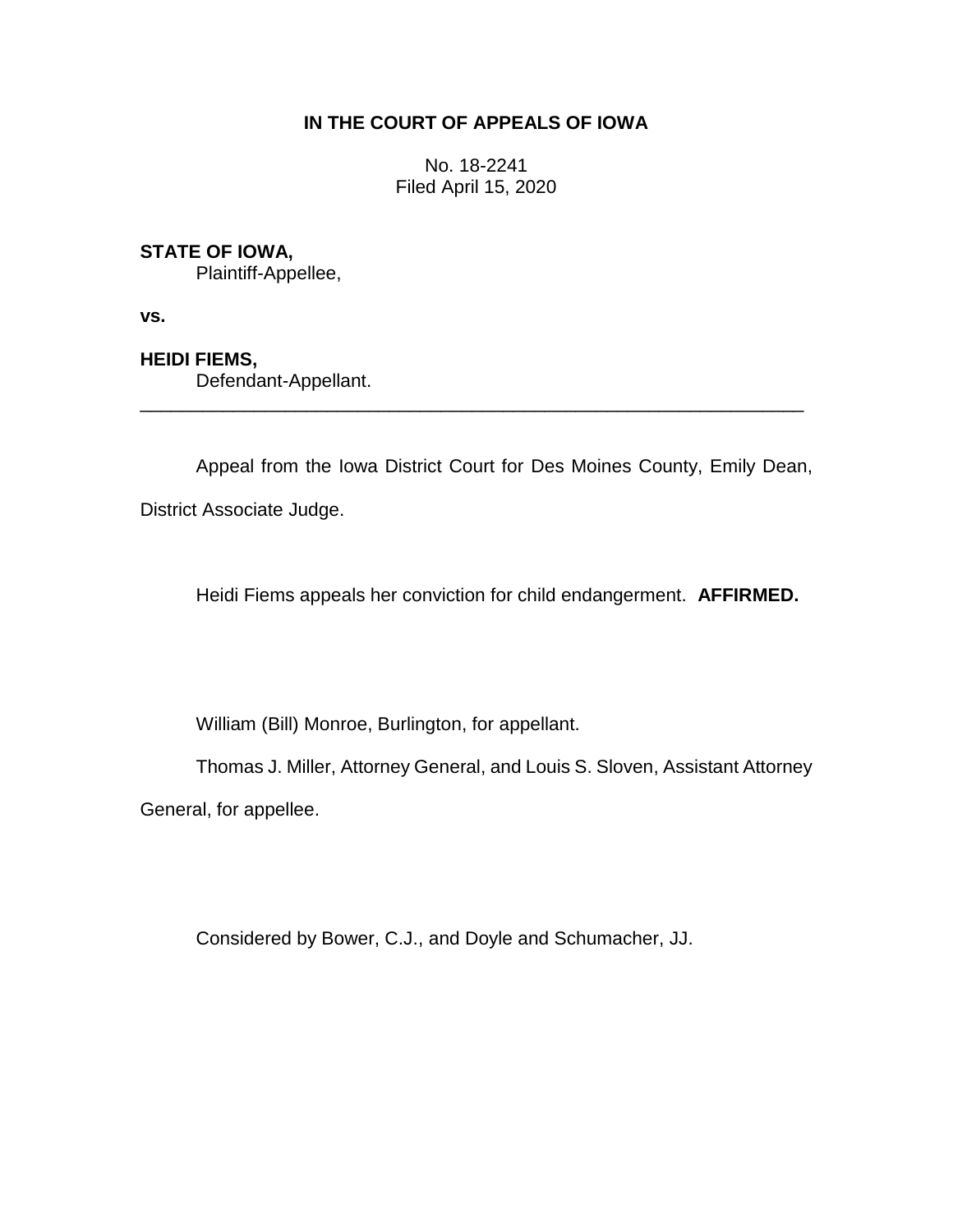# IN THE COURT OF APPEALS OF IOWA

No. 18-2241
Filed April 15, 2020

**STATE OF IOWA,**
Plaintiff-Appellee,

**vs.**

**HEIDI FIEMS,**
Defendant-Appellant.

---

Appeal from the Iowa District Court for Des Moines County, Emily Dean, District Associate Judge.

Heidi Fiems appeals her conviction for child endangerment. **AFFIRMED.**

William (Bill) Monroe, Burlington, for appellant.

Thomas J. Miller, Attorney General, and Louis S. Sloven, Assistant Attorney General, for appellee.

Considered by Bower, C.J., and Doyle and Schumacher, JJ.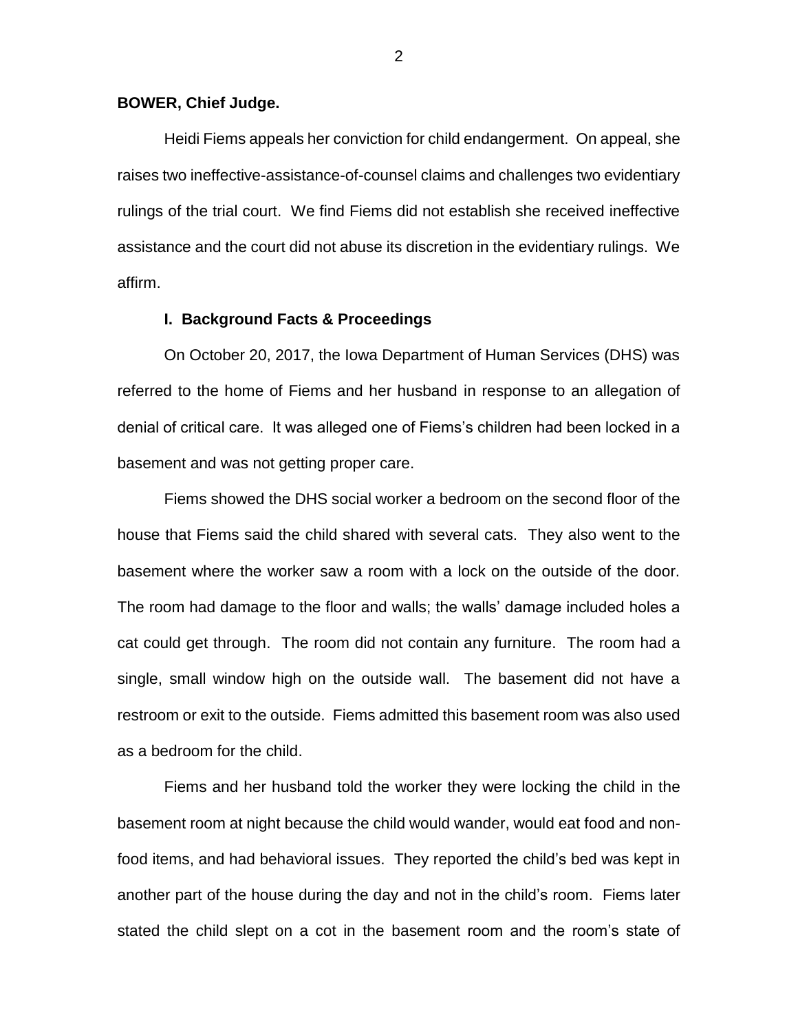**BOWER, Chief Judge.**

Heidi Fiems appeals her conviction for child endangerment. On appeal, she raises two ineffective-assistance-of-counsel claims and challenges two evidentiary rulings of the trial court. We find Fiems did not establish she received ineffective assistance and the court did not abuse its discretion in the evidentiary rulings. We affirm.

## I. Background Facts & Proceedings

On October 20, 2017, the Iowa Department of Human Services (DHS) was referred to the home of Fiems and her husband in response to an allegation of denial of critical care. It was alleged one of Fiems's children had been locked in a basement and was not getting proper care.

Fiems showed the DHS social worker a bedroom on the second floor of the house that Fiems said the child shared with several cats. They also went to the basement where the worker saw a room with a lock on the outside of the door. The room had damage to the floor and walls; the walls' damage included holes a cat could get through. The room did not contain any furniture. The room had a single, small window high on the outside wall. The basement did not have a restroom or exit to the outside. Fiems admitted this basement room was also used as a bedroom for the child.

Fiems and her husband told the worker they were locking the child in the basement room at night because the child would wander, would eat food and non-food items, and had behavioral issues. They reported the child's bed was kept in another part of the house during the day and not in the child's room. Fiems later stated the child slept on a cot in the basement room and the room's state of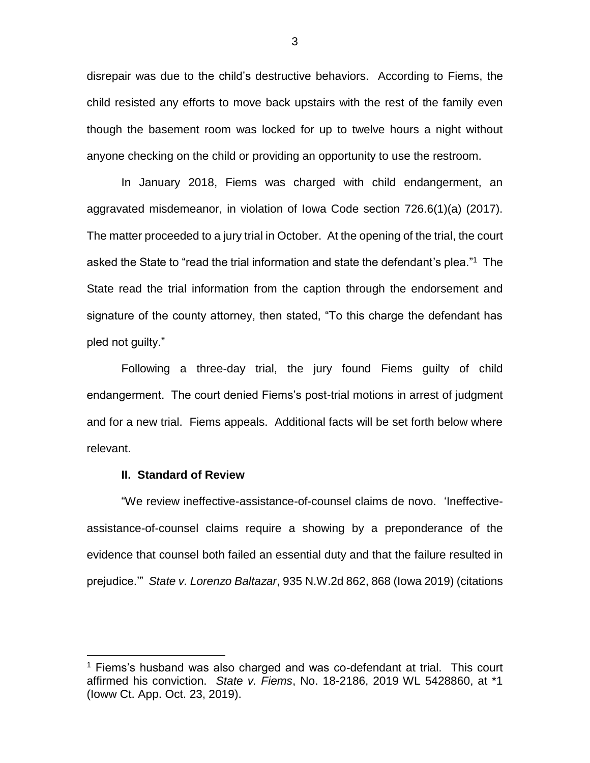disrepair was due to the child's destructive behaviors. According to Fiems, the child resisted any efforts to move back upstairs with the rest of the family even though the basement room was locked for up to twelve hours a night without anyone checking on the child or providing an opportunity to use the restroom.

In January 2018, Fiems was charged with child endangerment, an aggravated misdemeanor, in violation of Iowa Code section 726.6(1)(a) (2017). The matter proceeded to a jury trial in October. At the opening of the trial, the court asked the State to "read the trial information and state the defendant's plea."[1] The State read the trial information from the caption through the endorsement and signature of the county attorney, then stated, "To this charge the defendant has pled not guilty."

Following a three-day trial, the jury found Fiems guilty of child endangerment. The court denied Fiems's post-trial motions in arrest of judgment and for a new trial. Fiems appeals. Additional facts will be set forth below where relevant.

## II. Standard of Review

"We review ineffective-assistance-of-counsel claims de novo. 'Ineffective-assistance-of-counsel claims require a showing by a preponderance of the evidence that counsel both failed an essential duty and that the failure resulted in prejudice.'" *State v. Lorenzo Baltazar*, 935 N.W.2d 862, 868 (Iowa 2019) (citations

---

[1] Fiems's husband was also charged and was co-defendant at trial. This court affirmed his conviction. *State v. Fiems*, No. 18-2186, 2019 WL 5428860, at *1 (Ioww Ct. App. Oct. 23, 2019).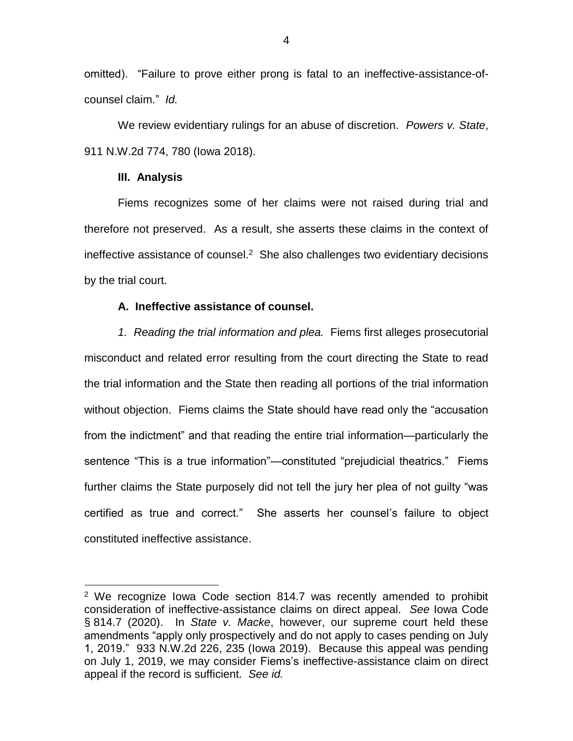omitted). "Failure to prove either prong is fatal to an ineffective-assistance-of-counsel claim." *Id.*

We review evidentiary rulings for an abuse of discretion. *Powers v. State*, 911 N.W.2d 774, 780 (Iowa 2018).

### III. Analysis

Fiems recognizes some of her claims were not raised during trial and therefore not preserved. As a result, she asserts these claims in the context of ineffective assistance of counsel.[2] She also challenges two evidentiary decisions by the trial court.

#### A. Ineffective assistance of counsel.

*1. Reading the trial information and plea.* Fiems first alleges prosecutorial misconduct and related error resulting from the court directing the State to read the trial information and the State then reading all portions of the trial information without objection. Fiems claims the State should have read only the "accusation from the indictment" and that reading the entire trial information—particularly the sentence "This is a true information"—constituted "prejudicial theatrics." Fiems further claims the State purposely did not tell the jury her plea of not guilty "was certified as true and correct." She asserts her counsel's failure to object constituted ineffective assistance.

---

[2] We recognize Iowa Code section 814.7 was recently amended to prohibit consideration of ineffective-assistance claims on direct appeal. *See* Iowa Code § 814.7 (2020). In *State v. Macke*, however, our supreme court held these amendments "apply only prospectively and do not apply to cases pending on July 1, 2019." 933 N.W.2d 226, 235 (Iowa 2019). Because this appeal was pending on July 1, 2019, we may consider Fiems's ineffective-assistance claim on direct appeal if the record is sufficient. *See id.*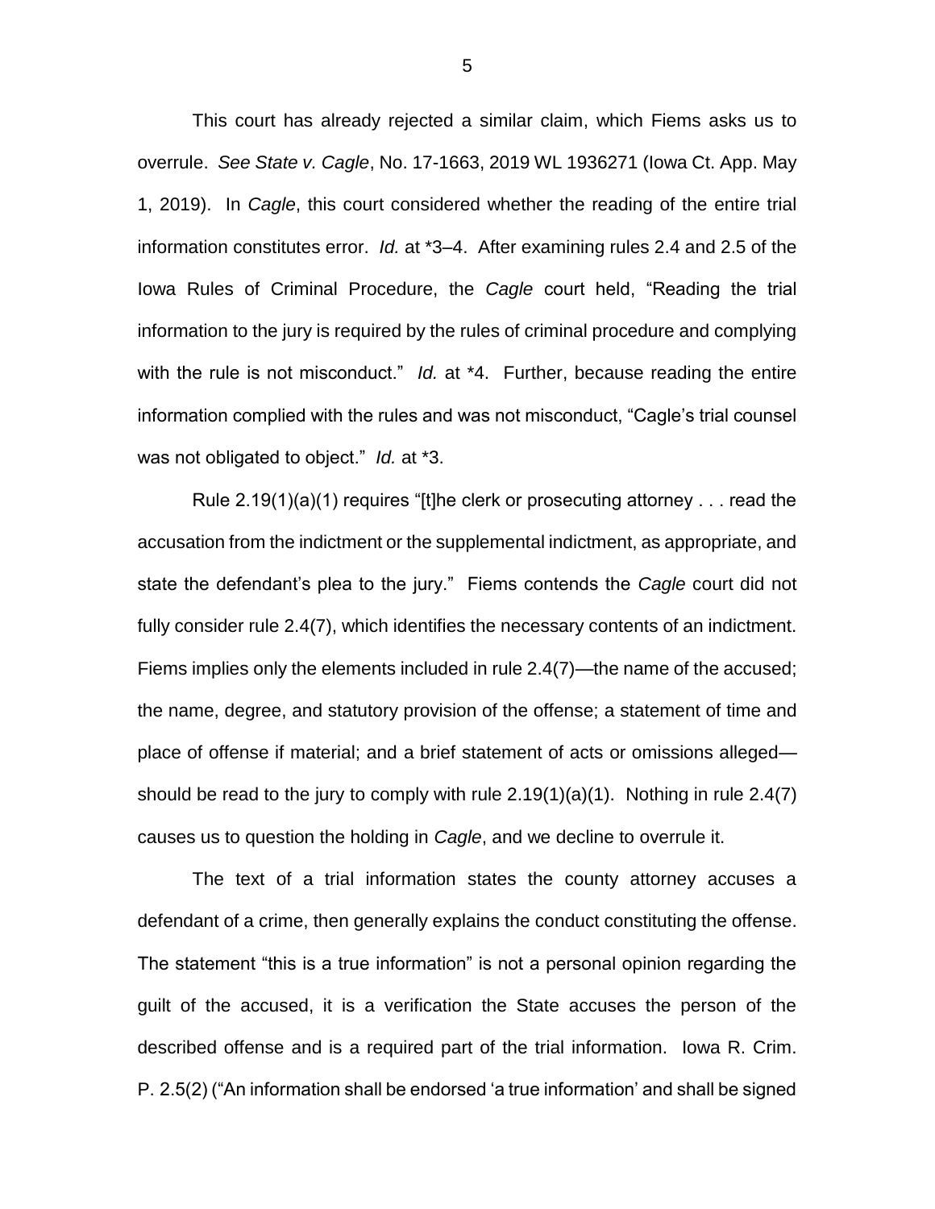This court has already rejected a similar claim, which Fiems asks us to overrule. *See State v. Cagle*, No. 17-1663, 2019 WL 1936271 (Iowa Ct. App. May 1, 2019). In *Cagle*, this court considered whether the reading of the entire trial information constitutes error. *Id.* at *3–4. After examining rules 2.4 and 2.5 of the Iowa Rules of Criminal Procedure, the *Cagle* court held, "Reading the trial information to the jury is required by the rules of criminal procedure and complying with the rule is not misconduct." *Id.* at *4. Further, because reading the entire information complied with the rules and was not misconduct, "Cagle's trial counsel was not obligated to object." *Id.* at *3.

Rule 2.19(1)(a)(1) requires "[t]he clerk or prosecuting attorney . . . read the accusation from the indictment or the supplemental indictment, as appropriate, and state the defendant's plea to the jury." Fiems contends the *Cagle* court did not fully consider rule 2.4(7), which identifies the necessary contents of an indictment. Fiems implies only the elements included in rule 2.4(7)—the name of the accused; the name, degree, and statutory provision of the offense; a statement of time and place of offense if material; and a brief statement of acts or omissions alleged—should be read to the jury to comply with rule 2.19(1)(a)(1). Nothing in rule 2.4(7) causes us to question the holding in *Cagle*, and we decline to overrule it.

The text of a trial information states the county attorney accuses a defendant of a crime, then generally explains the conduct constituting the offense. The statement "this is a true information" is not a personal opinion regarding the guilt of the accused, it is a verification the State accuses the person of the described offense and is a required part of the trial information. Iowa R. Crim. P. 2.5(2) ("An information shall be endorsed 'a true information' and shall be signed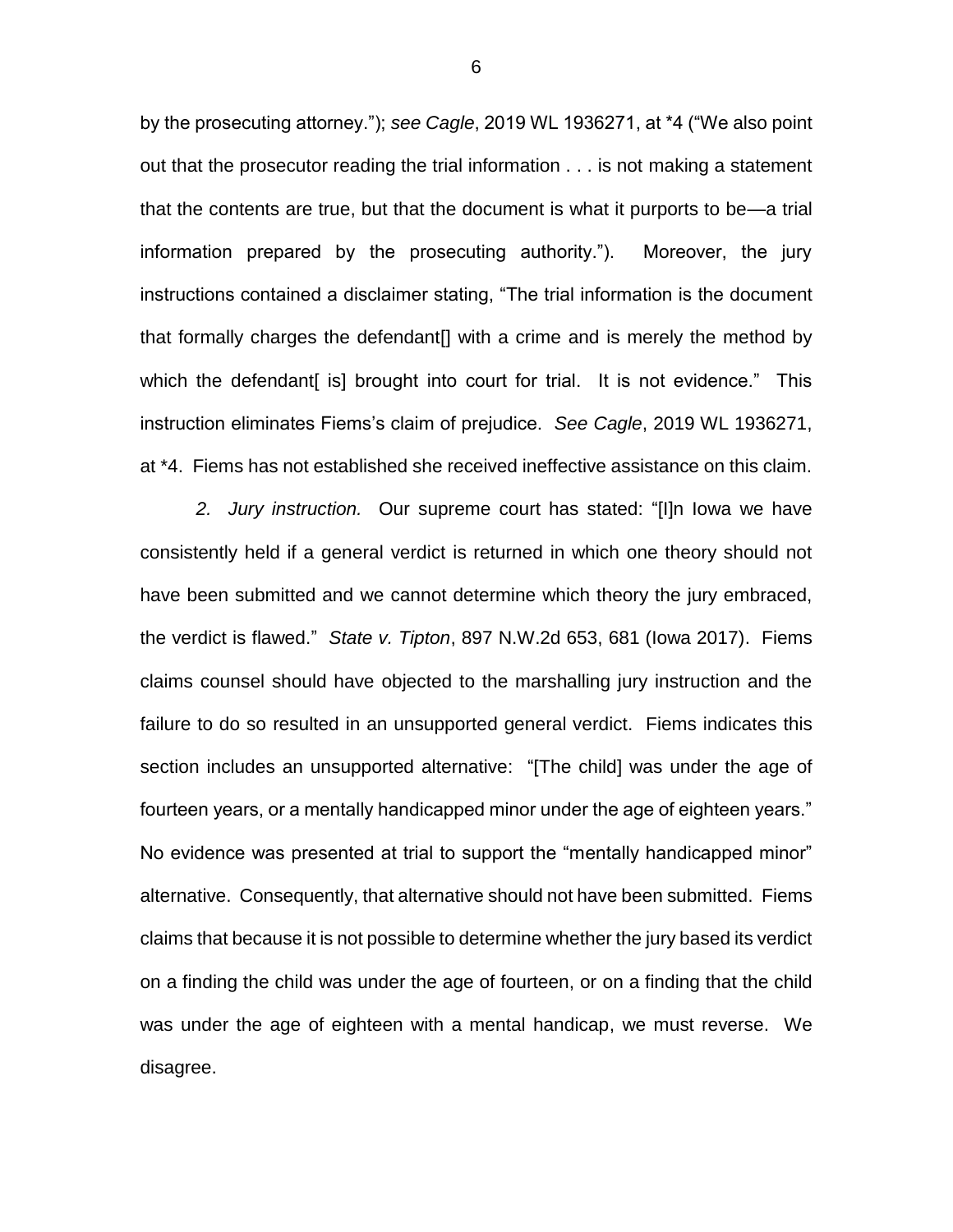by the prosecuting attorney."); *see Cagle*, 2019 WL 1936271, at *4 ("We also point out that the prosecutor reading the trial information . . . is not making a statement that the contents are true, but that the document is what it purports to be—a trial information prepared by the prosecuting authority."). Moreover, the jury instructions contained a disclaimer stating, "The trial information is the document that formally charges the defendant[] with a crime and is merely the method by which the defendant[ is] brought into court for trial. It is not evidence." This instruction eliminates Fiems's claim of prejudice. *See Cagle*, 2019 WL 1936271, at *4. Fiems has not established she received ineffective assistance on this claim.

*2. Jury instruction.* Our supreme court has stated: "[I]n Iowa we have consistently held if a general verdict is returned in which one theory should not have been submitted and we cannot determine which theory the jury embraced, the verdict is flawed." *State v. Tipton*, 897 N.W.2d 653, 681 (Iowa 2017). Fiems claims counsel should have objected to the marshalling jury instruction and the failure to do so resulted in an unsupported general verdict. Fiems indicates this section includes an unsupported alternative: "[The child] was under the age of fourteen years, or a mentally handicapped minor under the age of eighteen years." No evidence was presented at trial to support the "mentally handicapped minor" alternative. Consequently, that alternative should not have been submitted. Fiems claims that because it is not possible to determine whether the jury based its verdict on a finding the child was under the age of fourteen, or on a finding that the child was under the age of eighteen with a mental handicap, we must reverse. We disagree.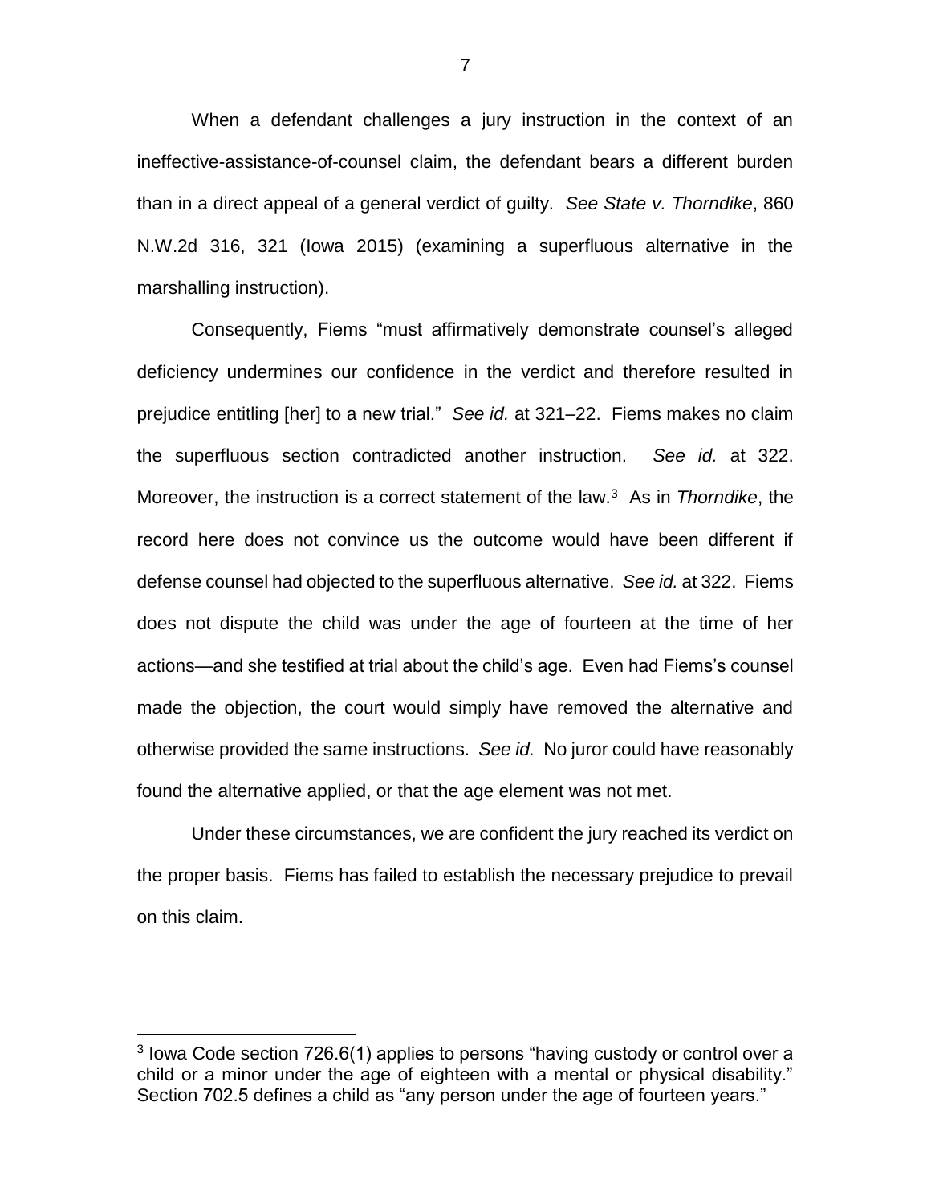When a defendant challenges a jury instruction in the context of an ineffective-assistance-of-counsel claim, the defendant bears a different burden than in a direct appeal of a general verdict of guilty. *See State v. Thorndike*, 860 N.W.2d 316, 321 (Iowa 2015) (examining a superfluous alternative in the marshalling instruction).

Consequently, Fiems "must affirmatively demonstrate counsel's alleged deficiency undermines our confidence in the verdict and therefore resulted in prejudice entitling [her] to a new trial." *See id.* at 321–22. Fiems makes no claim the superfluous section contradicted another instruction. *See id.* at 322. Moreover, the instruction is a correct statement of the law.[3] As in *Thorndike*, the record here does not convince us the outcome would have been different if defense counsel had objected to the superfluous alternative. *See id.* at 322. Fiems does not dispute the child was under the age of fourteen at the time of her actions—and she testified at trial about the child's age. Even had Fiems's counsel made the objection, the court would simply have removed the alternative and otherwise provided the same instructions. *See id.* No juror could have reasonably found the alternative applied, or that the age element was not met.

Under these circumstances, we are confident the jury reached its verdict on the proper basis. Fiems has failed to establish the necessary prejudice to prevail on this claim.

---

[3] Iowa Code section 726.6(1) applies to persons "having custody or control over a child or a minor under the age of eighteen with a mental or physical disability." Section 702.5 defines a child as "any person under the age of fourteen years."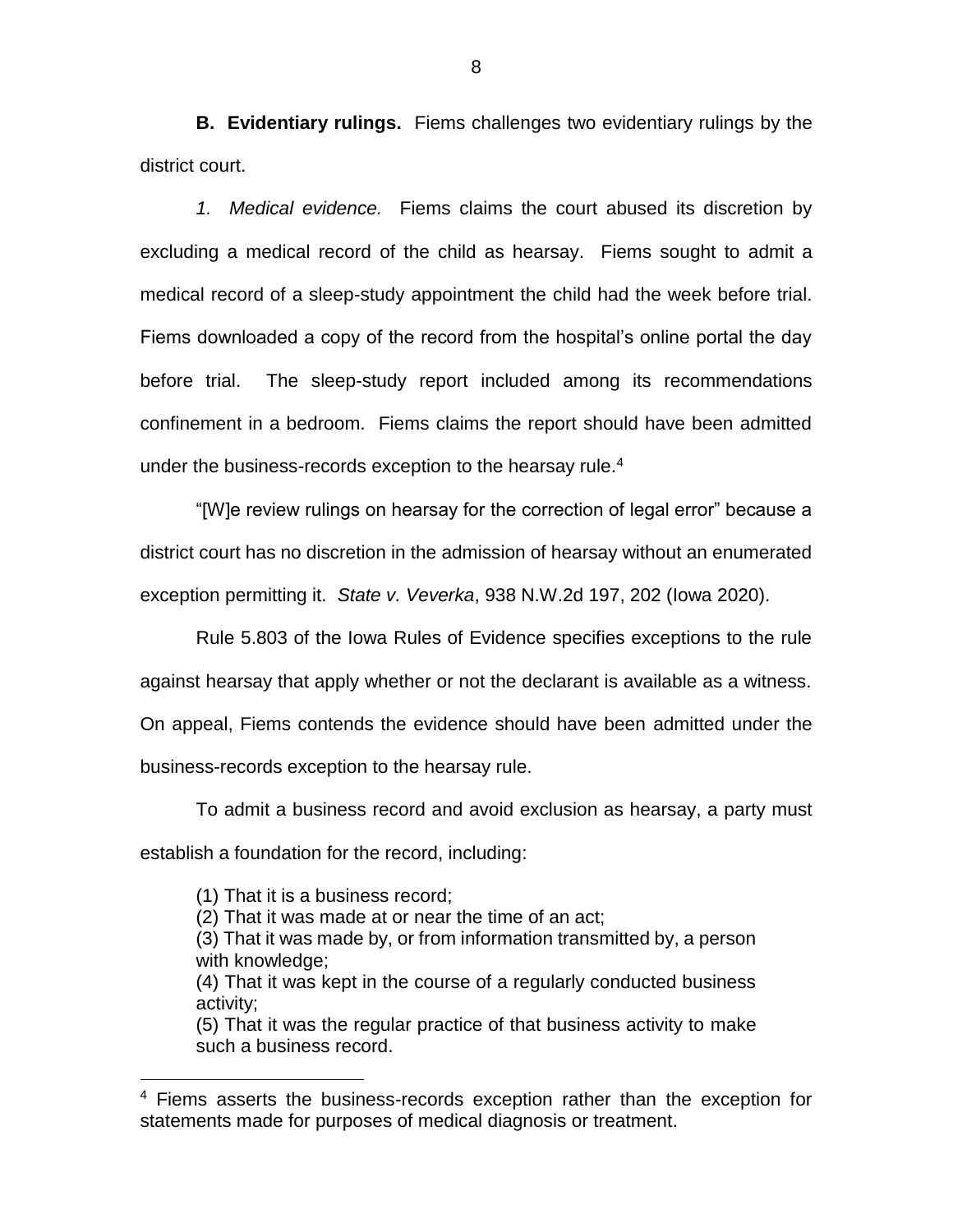**B. Evidentiary rulings.** Fiems challenges two evidentiary rulings by the district court.

*1. Medical evidence.* Fiems claims the court abused its discretion by excluding a medical record of the child as hearsay. Fiems sought to admit a medical record of a sleep-study appointment the child had the week before trial. Fiems downloaded a copy of the record from the hospital's online portal the day before trial. The sleep-study report included among its recommendations confinement in a bedroom. Fiems claims the report should have been admitted under the business-records exception to the hearsay rule.[4]

"[W]e review rulings on hearsay for the correction of legal error" because a district court has no discretion in the admission of hearsay without an enumerated exception permitting it. *State v. Veverka*, 938 N.W.2d 197, 202 (Iowa 2020).

Rule 5.803 of the Iowa Rules of Evidence specifies exceptions to the rule against hearsay that apply whether or not the declarant is available as a witness. On appeal, Fiems contends the evidence should have been admitted under the business-records exception to the hearsay rule.

To admit a business record and avoid exclusion as hearsay, a party must establish a foundation for the record, including:

> (1) That it is a business record;
> (2) That it was made at or near the time of an act;
> (3) That it was made by, or from information transmitted by, a person with knowledge;
> (4) That it was kept in the course of a regularly conducted business activity;
> (5) That it was the regular practice of that business activity to make such a business record.

---

[4] Fiems asserts the business-records exception rather than the exception for statements made for purposes of medical diagnosis or treatment.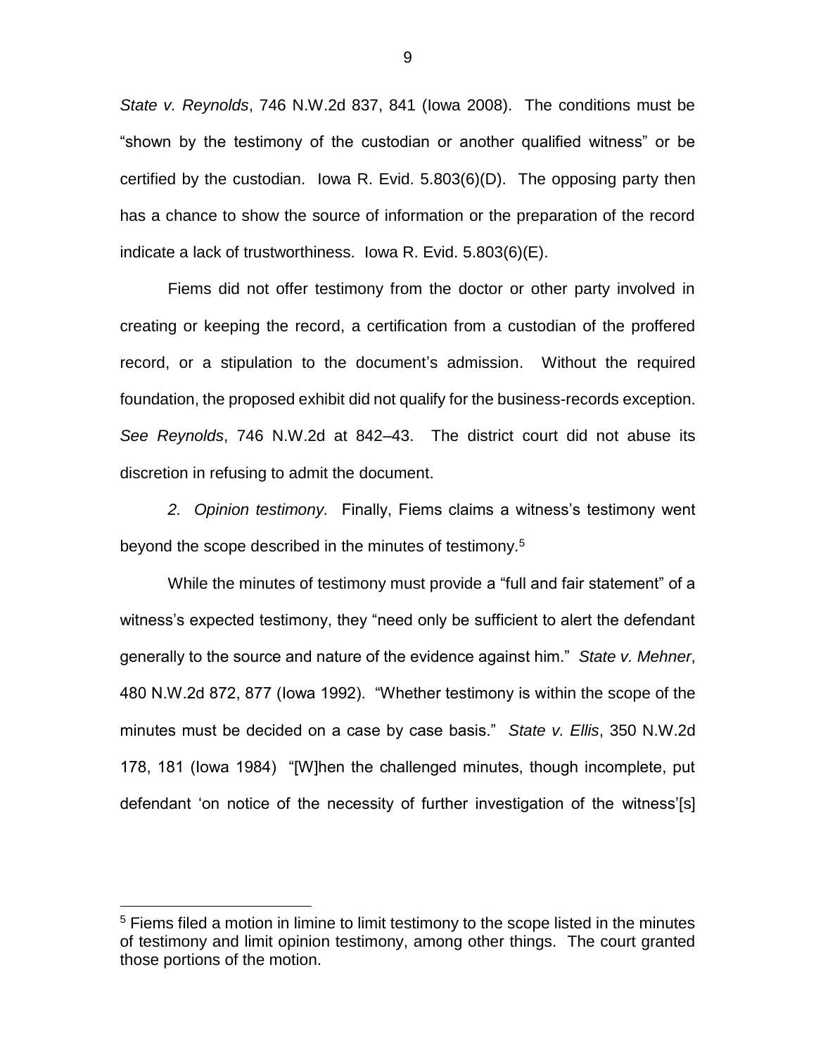*State v. Reynolds*, 746 N.W.2d 837, 841 (Iowa 2008). The conditions must be "shown by the testimony of the custodian or another qualified witness" or be certified by the custodian. Iowa R. Evid. 5.803(6)(D). The opposing party then has a chance to show the source of information or the preparation of the record indicate a lack of trustworthiness. Iowa R. Evid. 5.803(6)(E).

Fiems did not offer testimony from the doctor or other party involved in creating or keeping the record, a certification from a custodian of the proffered record, or a stipulation to the document's admission. Without the required foundation, the proposed exhibit did not qualify for the business-records exception. *See Reynolds*, 746 N.W.2d at 842–43. The district court did not abuse its discretion in refusing to admit the document.

*2. Opinion testimony.* Finally, Fiems claims a witness's testimony went beyond the scope described in the minutes of testimony.[5]

While the minutes of testimony must provide a "full and fair statement" of a witness's expected testimony, they "need only be sufficient to alert the defendant generally to the source and nature of the evidence against him." *State v. Mehner*, 480 N.W.2d 872, 877 (Iowa 1992). "Whether testimony is within the scope of the minutes must be decided on a case by case basis." *State v. Ellis*, 350 N.W.2d 178, 181 (Iowa 1984) "[W]hen the challenged minutes, though incomplete, put defendant 'on notice of the necessity of further investigation of the witness'[s]

---

[5] Fiems filed a motion in limine to limit testimony to the scope listed in the minutes of testimony and limit opinion testimony, among other things. The court granted those portions of the motion.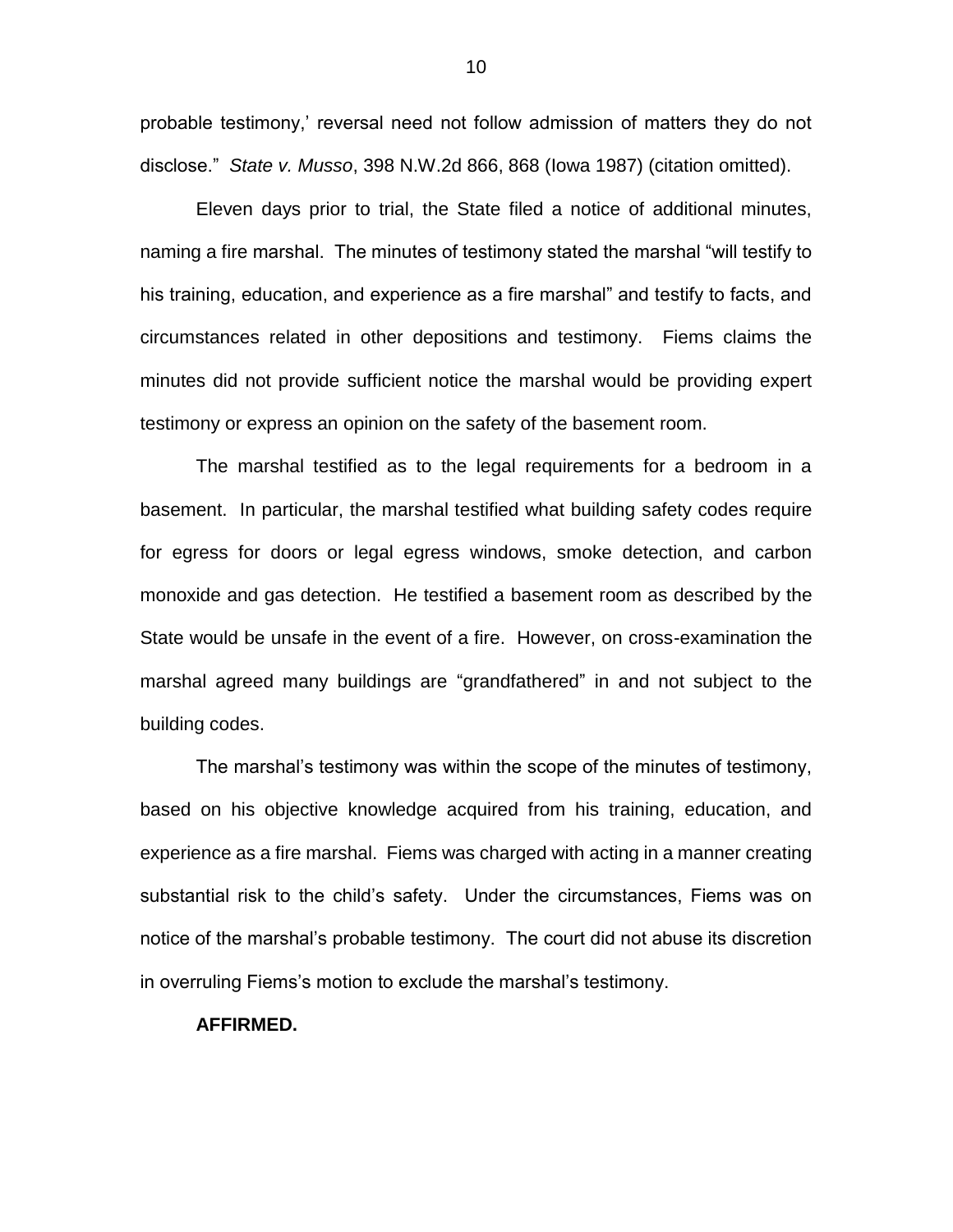probable testimony,' reversal need not follow admission of matters they do not disclose." *State v. Musso*, 398 N.W.2d 866, 868 (Iowa 1987) (citation omitted).

Eleven days prior to trial, the State filed a notice of additional minutes, naming a fire marshal. The minutes of testimony stated the marshal "will testify to his training, education, and experience as a fire marshal" and testify to facts, and circumstances related in other depositions and testimony. Fiems claims the minutes did not provide sufficient notice the marshal would be providing expert testimony or express an opinion on the safety of the basement room.

The marshal testified as to the legal requirements for a bedroom in a basement. In particular, the marshal testified what building safety codes require for egress for doors or legal egress windows, smoke detection, and carbon monoxide and gas detection. He testified a basement room as described by the State would be unsafe in the event of a fire. However, on cross-examination the marshal agreed many buildings are "grandfathered" in and not subject to the building codes.

The marshal's testimony was within the scope of the minutes of testimony, based on his objective knowledge acquired from his training, education, and experience as a fire marshal. Fiems was charged with acting in a manner creating substantial risk to the child's safety. Under the circumstances, Fiems was on notice of the marshal's probable testimony. The court did not abuse its discretion in overruling Fiems's motion to exclude the marshal's testimony.

**AFFIRMED.**